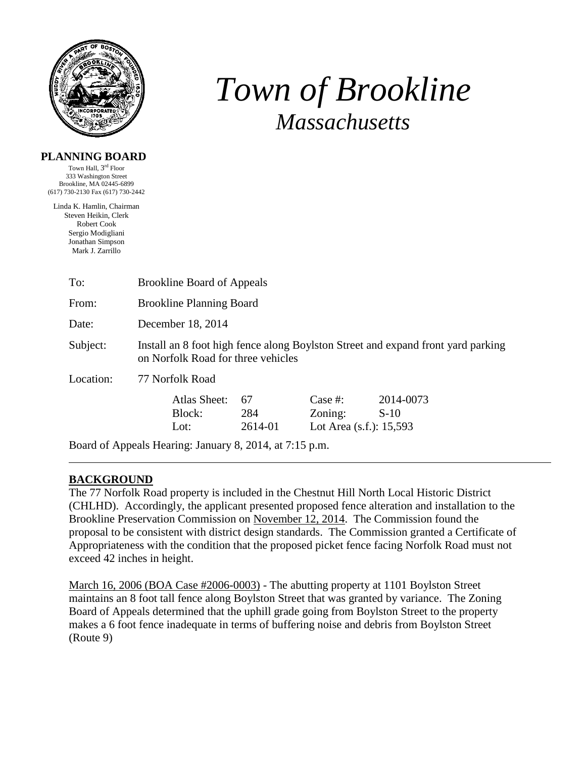# *Town of Brookline*
## *Massachusetts*

**PLANNING BOARD**

Town Hall, 3rd Floor
333 Washington Street
Brookline, MA 02445-6899
(617) 730-2130 Fax (617) 730-2442

Linda K. Hamlin, Chairman
Steven Heikin, Clerk
Robert Cook
Sergio Modigliani
Jonathan Simpson
Mark J. Zarrillo

| | |
|---|---|
| To: | Brookline Board of Appeals |
| From: | Brookline Planning Board |
| Date: | December 18, 2014 |
| Subject: | Install an 8 foot high fence along Boylston Street and expand front yard parking on Norfolk Road for three vehicles |
| Location: | 77 Norfolk Road |

| | | | |
|---|---|---|---|
| Atlas Sheet: | 67 | Case #: | 2014-0073 |
| Block: | 284 | Zoning: | S-10 |
| Lot: | 2614-01 | Lot Area (s.f.): 15,593 | |

Board of Appeals Hearing: January 8, 2014, at 7:15 p.m.

---

## BACKGROUND

The 77 Norfolk Road property is included in the Chestnut Hill North Local Historic District (CHLHD). Accordingly, the applicant presented proposed fence alteration and installation to the Brookline Preservation Commission on November 12, 2014. The Commission found the proposal to be consistent with district design standards. The Commission granted a Certificate of Appropriateness with the condition that the proposed picket fence facing Norfolk Road must not exceed 42 inches in height.

March 16, 2006 (BOA Case #2006-0003) - The abutting property at 1101 Boylston Street maintains an 8 foot tall fence along Boylston Street that was granted by variance. The Zoning Board of Appeals determined that the uphill grade going from Boylston Street to the property makes a 6 foot fence inadequate in terms of buffering noise and debris from Boylston Street (Route 9)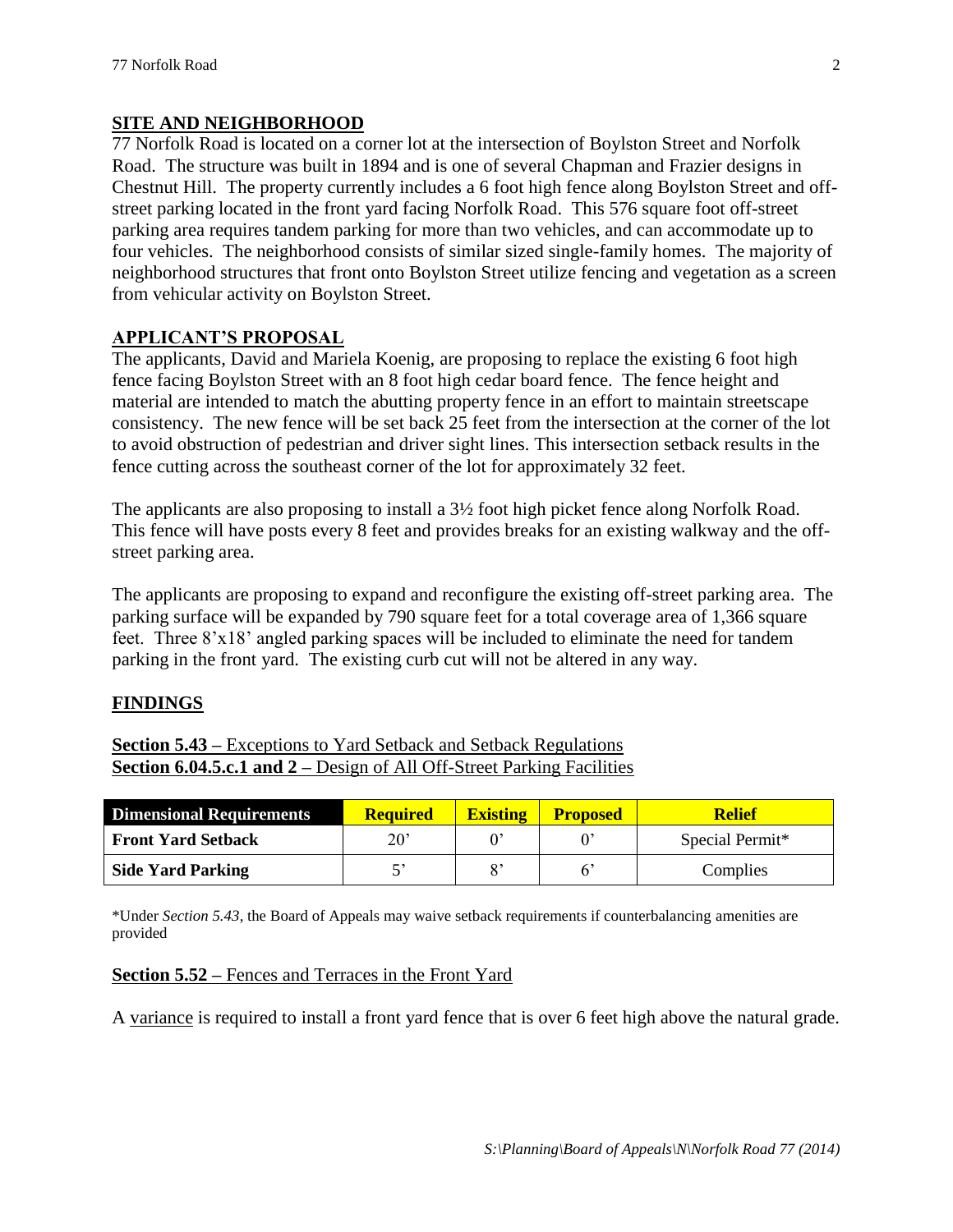## SITE AND NEIGHBORHOOD

77 Norfolk Road is located on a corner lot at the intersection of Boylston Street and Norfolk Road. The structure was built in 1894 and is one of several Chapman and Frazier designs in Chestnut Hill. The property currently includes a 6 foot high fence along Boylston Street and off-street parking located in the front yard facing Norfolk Road. This 576 square foot off-street parking area requires tandem parking for more than two vehicles, and can accommodate up to four vehicles. The neighborhood consists of similar sized single-family homes. The majority of neighborhood structures that front onto Boylston Street utilize fencing and vegetation as a screen from vehicular activity on Boylston Street.

## APPLICANT'S PROPOSAL

The applicants, David and Mariela Koenig, are proposing to replace the existing 6 foot high fence facing Boylston Street with an 8 foot high cedar board fence. The fence height and material are intended to match the abutting property fence in an effort to maintain streetscape consistency. The new fence will be set back 25 feet from the intersection at the corner of the lot to avoid obstruction of pedestrian and driver sight lines. This intersection setback results in the fence cutting across the southeast corner of the lot for approximately 32 feet.

The applicants are also proposing to install a 3½ foot high picket fence along Norfolk Road. This fence will have posts every 8 feet and provides breaks for an existing walkway and the off-street parking area.

The applicants are proposing to expand and reconfigure the existing off-street parking area. The parking surface will be expanded by 790 square feet for a total coverage area of 1,366 square feet. Three 8'x18' angled parking spaces will be included to eliminate the need for tandem parking in the front yard. The existing curb cut will not be altered in any way.

## FINDINGS

**Section 5.43 –** Exceptions to Yard Setback and Setback Regulations
**Section 6.04.5.c.1 and 2 –** Design of All Off-Street Parking Facilities

| Dimensional Requirements | Required | Existing | Proposed | Relief |
|---|---|---|---|---|
| **Front Yard Setback** | 20' | 0' | 0' | Special Permit* |
| **Side Yard Parking** | 5' | 8' | 6' | Complies |

*Under *Section 5.43*, the Board of Appeals may waive setback requirements if counterbalancing amenities are provided

**Section 5.52 –** Fences and Terraces in the Front Yard

A variance is required to install a front yard fence that is over 6 feet high above the natural grade.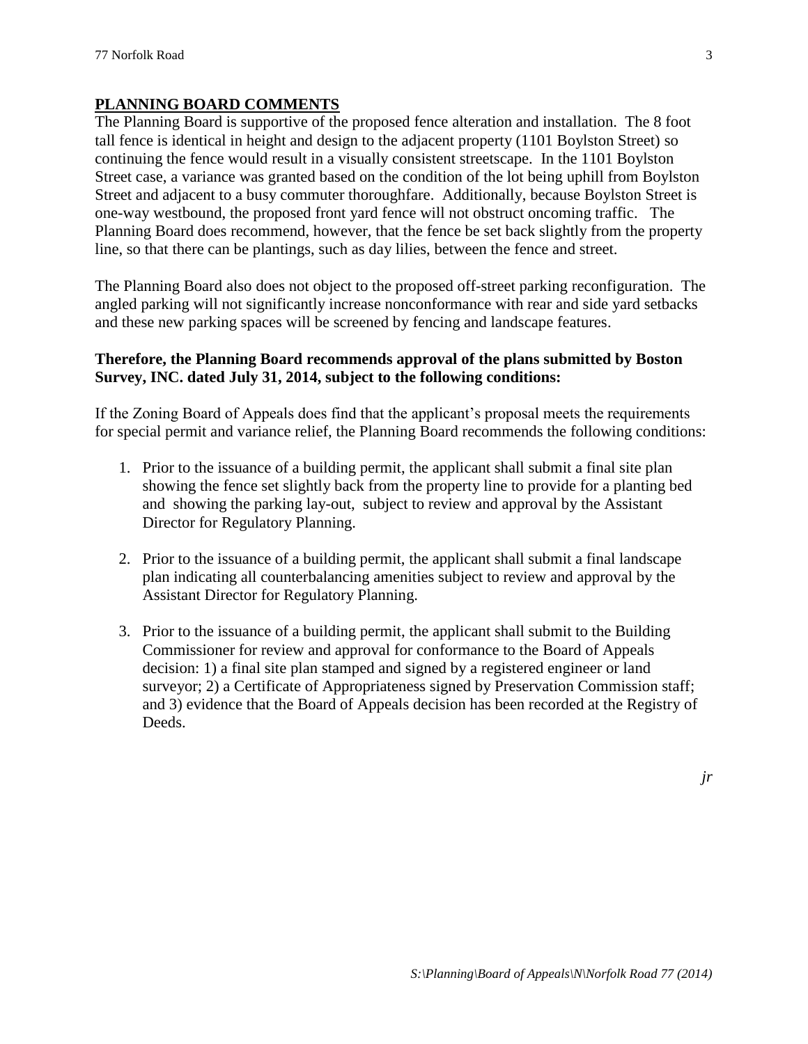## PLANNING BOARD COMMENTS

The Planning Board is supportive of the proposed fence alteration and installation. The 8 foot tall fence is identical in height and design to the adjacent property (1101 Boylston Street) so continuing the fence would result in a visually consistent streetscape. In the 1101 Boylston Street case, a variance was granted based on the condition of the lot being uphill from Boylston Street and adjacent to a busy commuter thoroughfare. Additionally, because Boylston Street is one-way westbound, the proposed front yard fence will not obstruct oncoming traffic. The Planning Board does recommend, however, that the fence be set back slightly from the property line, so that there can be plantings, such as day lilies, between the fence and street.

The Planning Board also does not object to the proposed off-street parking reconfiguration. The angled parking will not significantly increase nonconformance with rear and side yard setbacks and these new parking spaces will be screened by fencing and landscape features.

**Therefore, the Planning Board recommends approval of the plans submitted by Boston Survey, INC. dated July 31, 2014, subject to the following conditions:**

If the Zoning Board of Appeals does find that the applicant's proposal meets the requirements for special permit and variance relief, the Planning Board recommends the following conditions:

1. Prior to the issuance of a building permit, the applicant shall submit a final site plan showing the fence set slightly back from the property line to provide for a planting bed and showing the parking lay-out, subject to review and approval by the Assistant Director for Regulatory Planning.

2. Prior to the issuance of a building permit, the applicant shall submit a final landscape plan indicating all counterbalancing amenities subject to review and approval by the Assistant Director for Regulatory Planning.

3. Prior to the issuance of a building permit, the applicant shall submit to the Building Commissioner for review and approval for conformance to the Board of Appeals decision: 1) a final site plan stamped and signed by a registered engineer or land surveyor; 2) a Certificate of Appropriateness signed by Preservation Commission staff; and 3) evidence that the Board of Appeals decision has been recorded at the Registry of Deeds.

*jr*

*S:\Planning\Board of Appeals\N\Norfolk Road 77 (2014)*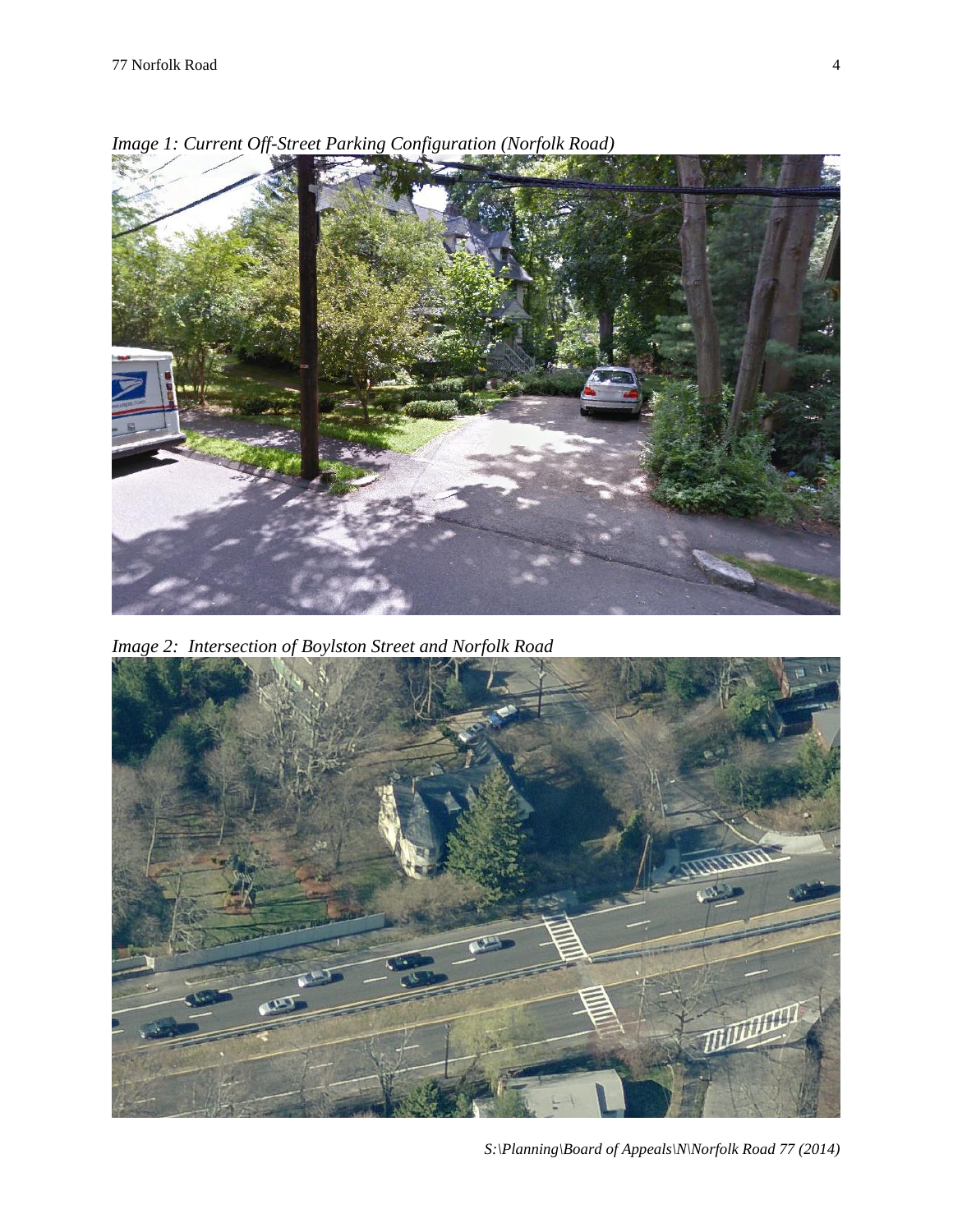*Image 1: Current Off-Street Parking Configuration (Norfolk Road)*

*Image 2: Intersection of Boylston Street and Norfolk Road*

*S:\Planning\Board of Appeals\N\Norfolk Road 77 (2014)*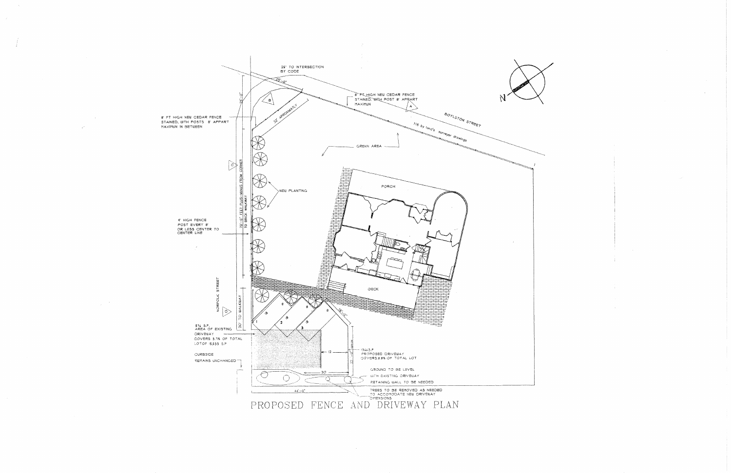# PROPOSED FENCE AND DRIVEWAY PLAN

25' TO INTERSECTION BY CODE

25'-0"

25'-0"

B

32' APPROXIMATLY

8' FT HIGH NEW CEDAR FENCE STAINED, WITH POST 8' APPART MAXIMUN

A

BOYLSTON STREET

116 by land's surveyor drawings

8' FT HIGH NEW CEDAR FENCE STAINED, WITH POSTS 8' APPART MAXIMUN IN BETWEEN

GRENN AREA

C

70'-0" FEET PLUS-MINUS FROM CORNER TO BRICK WALKWAY

NEW PLANTING

PORCH

4' HIGH FENCE POST EVERY 8' OR LESS CENTER TO CENTER LINE

NORFOLK STREET

DECK

C

30' TO WALKWAY

1 2 3

18'-0"

514 S.F. AREA OF EXISTING DRIVEWAY COVERS 3.1% OF TOTAL LOT OF 16,533 S.F

12

22'-0"

1344 S.F. PROPOSED DRIVEWAY COVERS 8.8% OF TOTAL LOT

CURBSIDE REMAINS UNCHANGED

20

GROUND TO BE LEVEL WITH EXISTING DRIVEWAY

RETAINING WALL TO BE NEEDED

44'-0"

TREES TO BE REMOVED AS NEEDED TO ACCOMODATE NEW DRIVEWAY DIMENSIONS

N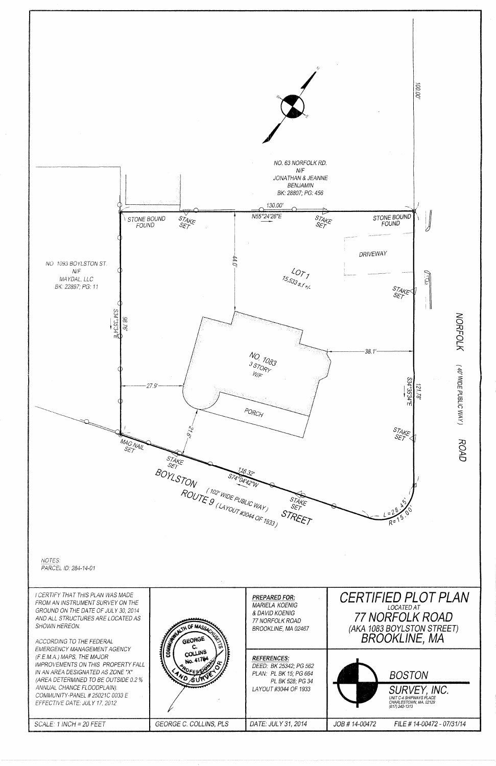100.00'

NO. 63 NORFOLK RD.
N/F
JONATHAN & JEANNE
BENJAMIN
BK: 28807; PG: 456

130.00'
N55°24'26"E

STONE BOUND FOUND

STAKE SET

STAKE SET

STONE BOUND FOUND

DRIVEWAY

NO 1093 BOYLSTON ST.
N/F
MAYDAL, LLC
BK: 22897; PG: 11

44.0'

LOT 1
15,533 s.f.+/-

STAKE SET

S34°35'34"E
98.76'

NO. 1083
3 STORY
W/F

38.1'

NORFOLK (40' WIDE PUBLIC WAY) ROAD

S34°35'34"E
121.78'

27.9'

PORCH

21.6'

STAKE SET

MAG NAIL SET

STAKE SET

116.32'
S74°04'42"W

STAKE SET

L=28.45'
R=15.00'

BOYLSTON STREET
ROUTE 9 (102' WIDE PUBLIC WAY) (LAYOUT #3044 OF 1933)

NOTES:
PARCEL ID: 284-14-01

I CERTIFY THAT THIS PLAN WAS MADE FROM AN INSTRUMENT SURVEY ON THE GROUND ON THE DATE OF JULY 30, 2014 AND ALL STRUCTURES ARE LOCATED AS SHOWN HEREON.

ACCORDING TO THE FEDERAL EMERGENCY MANAGEMENT AGENCY (F.E.M.A.) MAPS, THE MAJOR IMPROVEMENTS ON THIS PROPERTY FALL IN AN AREA DESIGNATED AS ZONE "X" (AREA DETERMINED TO BE OUTSIDE 0.2 % ANNUAL CHANCE FLOODPLAIN). COMMUNITY-PANEL # 25021C 0033 E EFFECTIVE DATE: JULY 17, 2012

COMMONWEALTH OF MASSACHUSETTS
GEORGE C. COLLINS
No. 41784
PROFESSIONAL LAND SURVEYOR

**PREPARED FOR:**
MARIELA KOENIG
& DAVID KOENIG
77 NORFOLK ROAD
BROOKLINE, MA 02467

**REFERENCES:**
DEED: BK 25342; PG 562
PLAN: PL BK 15; PG 664
PL BK 528; PG 34
LAYOUT #3044 OF 1933

# CERTIFIED PLOT PLAN
LOCATED AT
## 77 NORFOLK ROAD
(AKA 1083 BOYLSTON STREET)
## BROOKLINE, MA

BOSTON SURVEY, INC.
UNIT C-4 SHIPWAYS PLACE
CHARLESTOWN, MA. 02129
(617) 242-1313

SCALE: 1 INCH = 20 FEET | GEORGE C. COLLINS, PLS | DATE: JULY 31, 2014 | JOB # 14-00472 | FILE # 14-00472 - 07/31/14